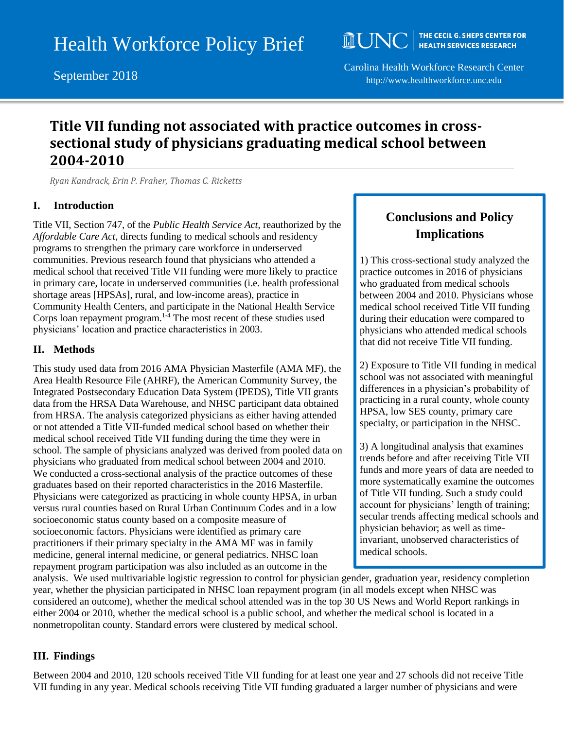# Health Workforce Policy Brief

September 2018

THE CECIL G. SHEPS CENTER FOR HEALTH SERVICES RESEARCH

Carolina Health Workforce Research Center
http://www.healthworkforce.unc.edu

## Title VII funding not associated with practice outcomes in cross-sectional study of physicians graduating medical school between 2004-2010

*Ryan Kandrack, Erin P. Fraher, Thomas C. Ricketts*

### I. Introduction

Title VII, Section 747, of the *Public Health Service Act*, reauthorized by the *Affordable Care Act*, directs funding to medical schools and residency programs to strengthen the primary care workforce in underserved communities. Previous research found that physicians who attended a medical school that received Title VII funding were more likely to practice in primary care, locate in underserved communities (i.e. health professional shortage areas [HPSAs], rural, and low-income areas), practice in Community Health Centers, and participate in the National Health Service Corps loan repayment program.[1-4] The most recent of these studies used physicians' location and practice characteristics in 2003.

### II. Methods

This study used data from 2016 AMA Physician Masterfile (AMA MF), the Area Health Resource File (AHRF), the American Community Survey, the Integrated Postsecondary Education Data System (IPEDS), Title VII grants data from the HRSA Data Warehouse, and NHSC participant data obtained from HRSA. The analysis categorized physicians as either having attended or not attended a Title VII-funded medical school based on whether their medical school received Title VII funding during the time they were in school. The sample of physicians analyzed was derived from pooled data on physicians who graduated from medical school between 2004 and 2010. We conducted a cross-sectional analysis of the practice outcomes of these graduates based on their reported characteristics in the 2016 Masterfile. Physicians were categorized as practicing in whole county HPSA, in urban versus rural counties based on Rural Urban Continuum Codes and in a low socioeconomic status county based on a composite measure of socioeconomic factors. Physicians were identified as primary care practitioners if their primary specialty in the AMA MF was in family medicine, general internal medicine, or general pediatrics. NHSC loan repayment program participation was also included as an outcome in the analysis. We used multivariable logistic regression to control for physician gender, graduation year, residency completion year, whether the physician participated in NHSC loan repayment program (in all models except when NHSC was considered an outcome), whether the medical school attended was in the top 30 US News and World Report rankings in either 2004 or 2010, whether the medical school is a public school, and whether the medical school is located in a nonmetropolitan county. Standard errors were clustered by medical school.

> **Conclusions and Policy Implications**
>
> 1) This cross-sectional study analyzed the practice outcomes in 2016 of physicians who graduated from medical schools between 2004 and 2010. Physicians whose medical school received Title VII funding during their education were compared to physicians who attended medical schools that did not receive Title VII funding.
>
> 2) Exposure to Title VII funding in medical school was not associated with meaningful differences in a physician's probability of practicing in a rural county, whole county HPSA, low SES county, primary care specialty, or participation in the NHSC.
>
> 3) A longitudinal analysis that examines trends before and after receiving Title VII funds and more years of data are needed to more systematically examine the outcomes of Title VII funding. Such a study could account for physicians' length of training; secular trends affecting medical schools and physician behavior; as well as time-invariant, unobserved characteristics of medical schools.

### III. Findings

Between 2004 and 2010, 120 schools received Title VII funding for at least one year and 27 schools did not receive Title VII funding in any year. Medical schools receiving Title VII funding graduated a larger number of physicians and were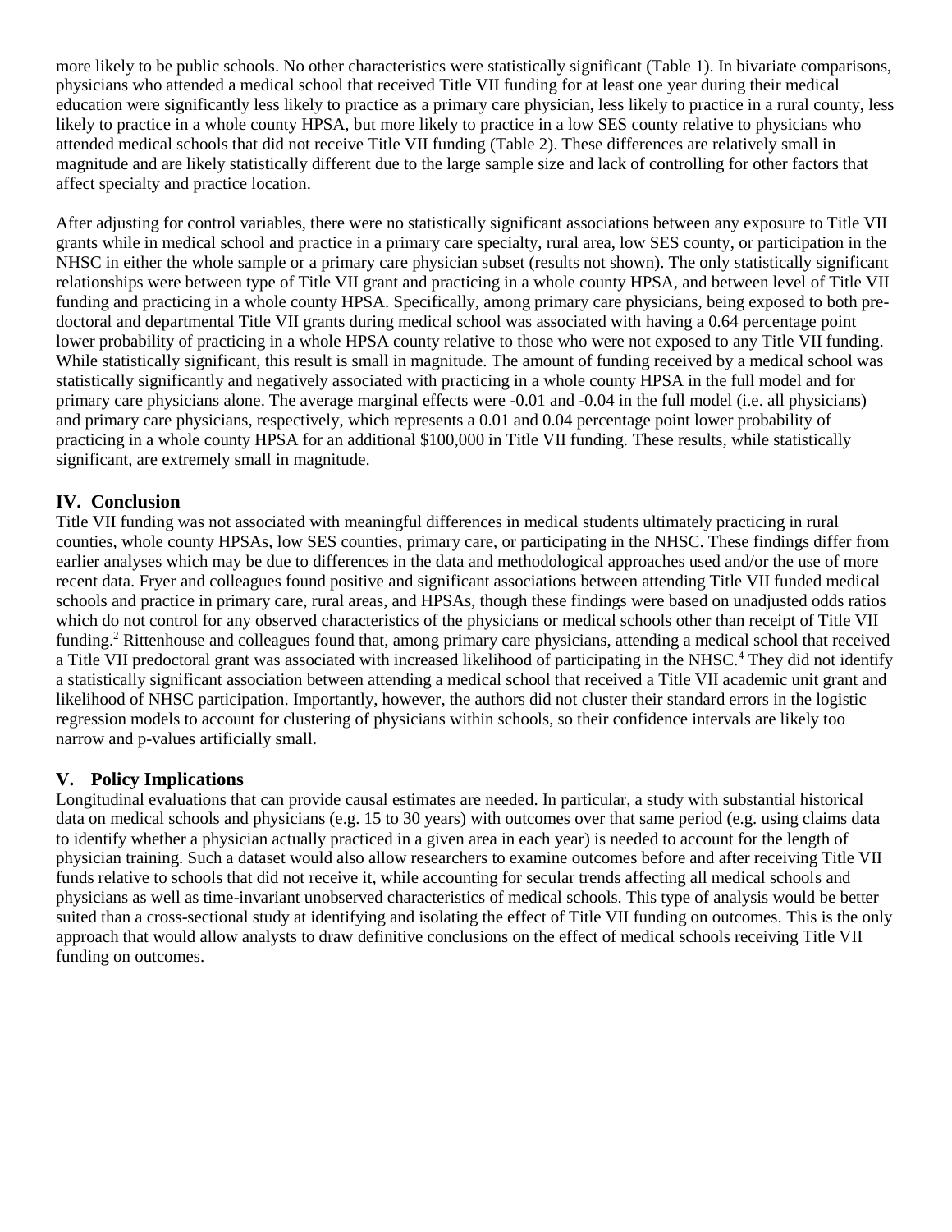more likely to be public schools. No other characteristics were statistically significant (Table 1). In bivariate comparisons, physicians who attended a medical school that received Title VII funding for at least one year during their medical education were significantly less likely to practice as a primary care physician, less likely to practice in a rural county, less likely to practice in a whole county HPSA, but more likely to practice in a low SES county relative to physicians who attended medical schools that did not receive Title VII funding (Table 2). These differences are relatively small in magnitude and are likely statistically different due to the large sample size and lack of controlling for other factors that affect specialty and practice location.

After adjusting for control variables, there were no statistically significant associations between any exposure to Title VII grants while in medical school and practice in a primary care specialty, rural area, low SES county, or participation in the NHSC in either the whole sample or a primary care physician subset (results not shown). The only statistically significant relationships were between type of Title VII grant and practicing in a whole county HPSA, and between level of Title VII funding and practicing in a whole county HPSA. Specifically, among primary care physicians, being exposed to both pre-doctoral and departmental Title VII grants during medical school was associated with having a 0.64 percentage point lower probability of practicing in a whole HPSA county relative to those who were not exposed to any Title VII funding. While statistically significant, this result is small in magnitude. The amount of funding received by a medical school was statistically significantly and negatively associated with practicing in a whole county HPSA in the full model and for primary care physicians alone. The average marginal effects were -0.01 and -0.04 in the full model (i.e. all physicians) and primary care physicians, respectively, which represents a 0.01 and 0.04 percentage point lower probability of practicing in a whole county HPSA for an additional $100,000 in Title VII funding. These results, while statistically significant, are extremely small in magnitude.

## IV. Conclusion

Title VII funding was not associated with meaningful differences in medical students ultimately practicing in rural counties, whole county HPSAs, low SES counties, primary care, or participating in the NHSC. These findings differ from earlier analyses which may be due to differences in the data and methodological approaches used and/or the use of more recent data. Fryer and colleagues found positive and significant associations between attending Title VII funded medical schools and practice in primary care, rural areas, and HPSAs, though these findings were based on unadjusted odds ratios which do not control for any observed characteristics of the physicians or medical schools other than receipt of Title VII funding.[2] Rittenhouse and colleagues found that, among primary care physicians, attending a medical school that received a Title VII predoctoral grant was associated with increased likelihood of participating in the NHSC.[4] They did not identify a statistically significant association between attending a medical school that received a Title VII academic unit grant and likelihood of NHSC participation. Importantly, however, the authors did not cluster their standard errors in the logistic regression models to account for clustering of physicians within schools, so their confidence intervals are likely too narrow and p-values artificially small.

## V. Policy Implications

Longitudinal evaluations that can provide causal estimates are needed. In particular, a study with substantial historical data on medical schools and physicians (e.g. 15 to 30 years) with outcomes over that same period (e.g. using claims data to identify whether a physician actually practiced in a given area in each year) is needed to account for the length of physician training. Such a dataset would also allow researchers to examine outcomes before and after receiving Title VII funds relative to schools that did not receive it, while accounting for secular trends affecting all medical schools and physicians as well as time-invariant unobserved characteristics of medical schools. This type of analysis would be better suited than a cross-sectional study at identifying and isolating the effect of Title VII funding on outcomes. This is the only approach that would allow analysts to draw definitive conclusions on the effect of medical schools receiving Title VII funding on outcomes.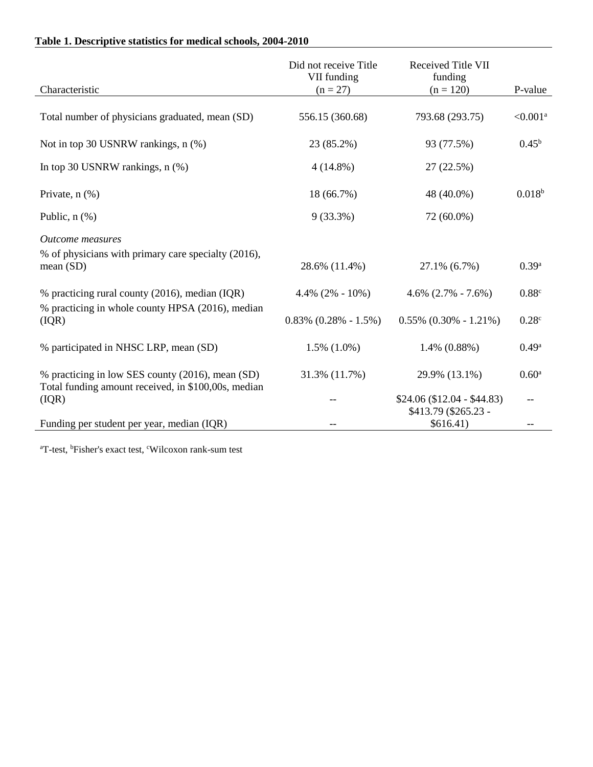**Table 1. Descriptive statistics for medical schools, 2004-2010**

| Characteristic | Did not receive Title VII funding (n = 27) | Received Title VII funding (n = 120) | P-value |
|---|---|---|---|
| Total number of physicians graduated, mean (SD) | 556.15 (360.68) | 793.68 (293.75) | <0.001[a] |
| Not in top 30 USNRW rankings, n (%) | 23 (85.2%) | 93 (77.5%) | 0.45[b] |
| In top 30 USNRW rankings, n (%) | 4 (14.8%) | 27 (22.5%) | |
| Private, n (%) | 18 (66.7%) | 48 (40.0%) | 0.018[b] |
| Public, n (%) | 9 (33.3%) | 72 (60.0%) | |
| *Outcome measures* | | | |
| % of physicians with primary care specialty (2016), mean (SD) | 28.6% (11.4%) | 27.1% (6.7%) | 0.39[a] |
| % practicing rural county (2016), median (IQR) | 4.4% (2% - 10%) | 4.6% (2.7% - 7.6%) | 0.88[c] |
| % practicing in whole county HPSA (2016), median (IQR) | 0.83% (0.28% - 1.5%) | 0.55% (0.30% - 1.21%) | 0.28[c] |
| % participated in NHSC LRP, mean (SD) | 1.5% (1.0%) | 1.4% (0.88%) | 0.49[a] |
| % practicing in low SES county (2016), mean (SD) | 31.3% (11.7%) | 29.9% (13.1%) | 0.60[a] |
| Total funding amount received, in $100,00s, median (IQR) | -- | $24.06 ($12.04 - $44.83) | -- |
| Funding per student per year, median (IQR) | -- | $413.79 ($265.23 - $616.41) | -- |

[a]T-test, [b]Fisher's exact test, [c]Wilcoxon rank-sum test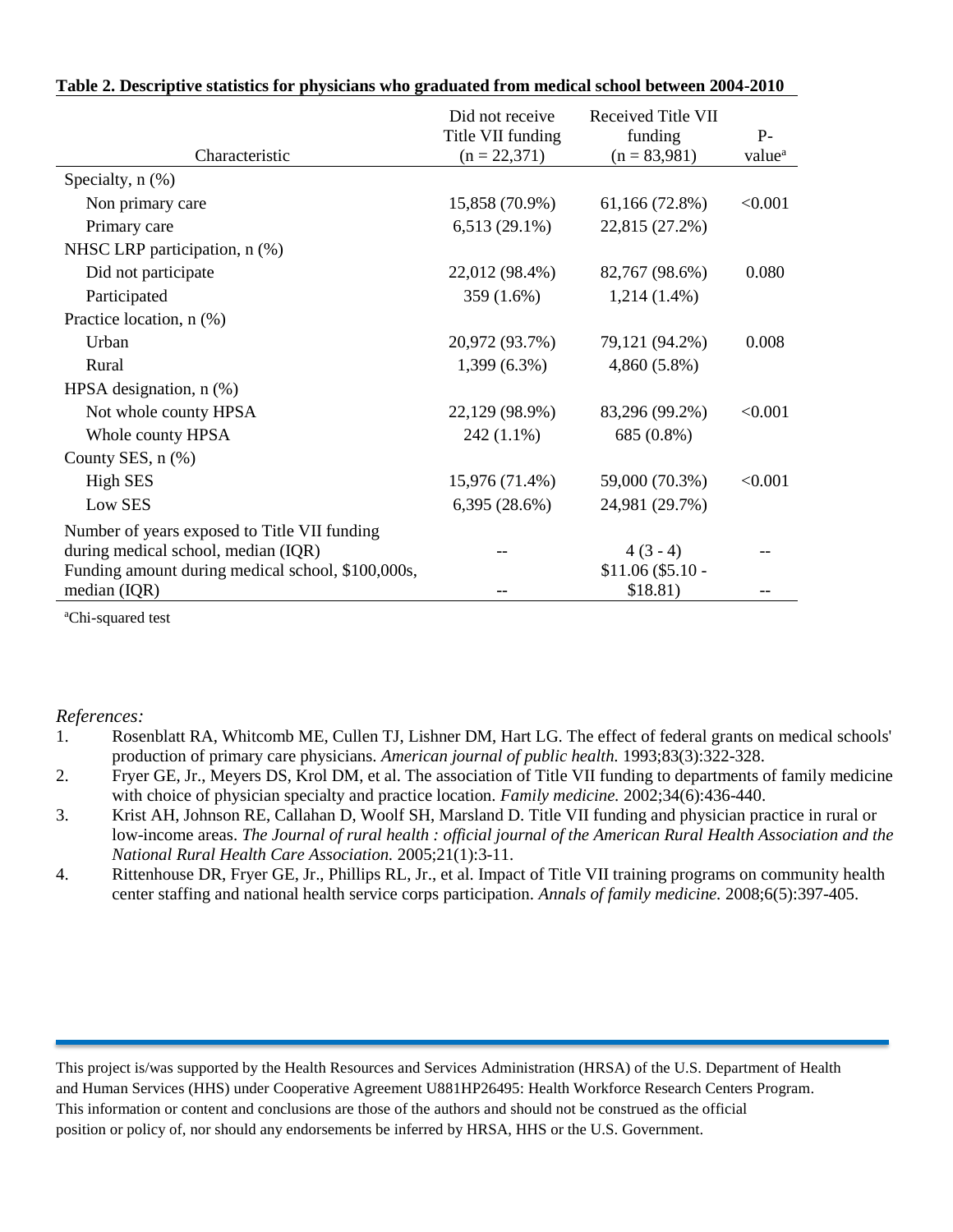**Table 2. Descriptive statistics for physicians who graduated from medical school between 2004-2010**

| Characteristic | Did not receive Title VII funding (n = 22,371) | Received Title VII funding (n = 83,981) | P-value[a] |
|---|---|---|---|
| Specialty, n (%) | | | |
| Non primary care | 15,858 (70.9%) | 61,166 (72.8%) | <0.001 |
| Primary care | 6,513 (29.1%) | 22,815 (27.2%) | |
| NHSC LRP participation, n (%) | | | |
| Did not participate | 22,012 (98.4%) | 82,767 (98.6%) | 0.080 |
| Participated | 359 (1.6%) | 1,214 (1.4%) | |
| Practice location, n (%) | | | |
| Urban | 20,972 (93.7%) | 79,121 (94.2%) | 0.008 |
| Rural | 1,399 (6.3%) | 4,860 (5.8%) | |
| HPSA designation, n (%) | | | |
| Not whole county HPSA | 22,129 (98.9%) | 83,296 (99.2%) | <0.001 |
| Whole county HPSA | 242 (1.1%) | 685 (0.8%) | |
| County SES, n (%) | | | |
| High SES | 15,976 (71.4%) | 59,000 (70.3%) | <0.001 |
| Low SES | 6,395 (28.6%) | 24,981 (29.7%) | |
| Number of years exposed to Title VII funding during medical school, median (IQR) | -- | 4 (3 - 4) | -- |
| Funding amount during medical school, $100,000s, median (IQR) | -- | $11.06 ($5.10 - $18.81) | -- |

[a]Chi-squared test

*References:*

1. Rosenblatt RA, Whitcomb ME, Cullen TJ, Lishner DM, Hart LG. The effect of federal grants on medical schools' production of primary care physicians. *American journal of public health.* 1993;83(3):322-328.
2. Fryer GE, Jr., Meyers DS, Krol DM, et al. The association of Title VII funding to departments of family medicine with choice of physician specialty and practice location. *Family medicine.* 2002;34(6):436-440.
3. Krist AH, Johnson RE, Callahan D, Woolf SH, Marsland D. Title VII funding and physician practice in rural or low-income areas. *The Journal of rural health : official journal of the American Rural Health Association and the National Rural Health Care Association.* 2005;21(1):3-11.
4. Rittenhouse DR, Fryer GE, Jr., Phillips RL, Jr., et al. Impact of Title VII training programs on community health center staffing and national health service corps participation. *Annals of family medicine.* 2008;6(5):397-405.

This project is/was supported by the Health Resources and Services Administration (HRSA) of the U.S. Department of Health and Human Services (HHS) under Cooperative Agreement U881HP26495: Health Workforce Research Centers Program. This information or content and conclusions are those of the authors and should not be construed as the official position or policy of, nor should any endorsements be inferred by HRSA, HHS or the U.S. Government.